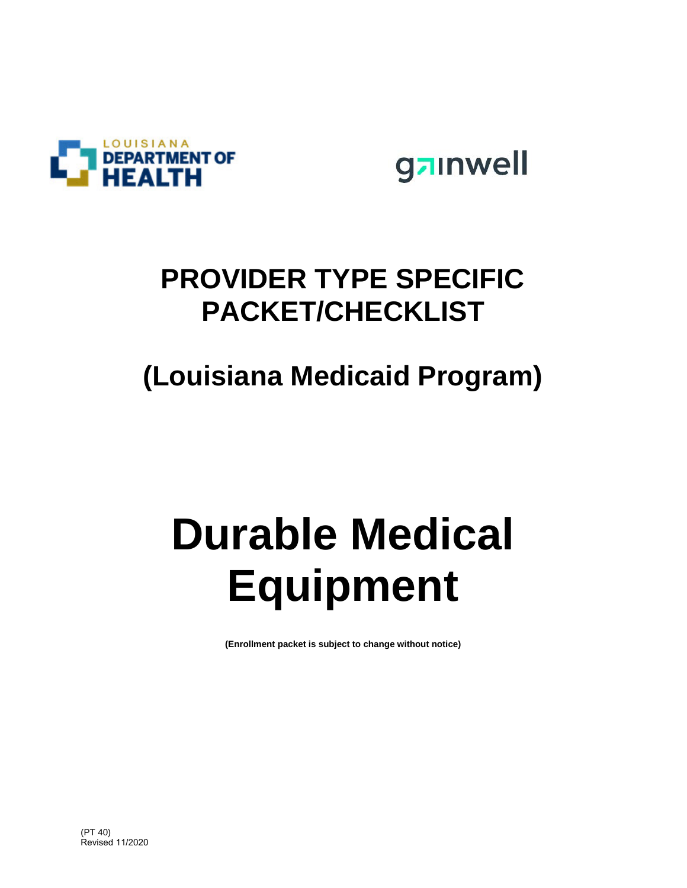LOUISIANA DEPARTMENT OF HEALTH

gainwell

# PROVIDER TYPE SPECIFIC PACKET/CHECKLIST

## (Louisiana Medicaid Program)

# Durable Medical Equipment

**(Enrollment packet is subject to change without notice)**

(PT 40)
Revised 11/2020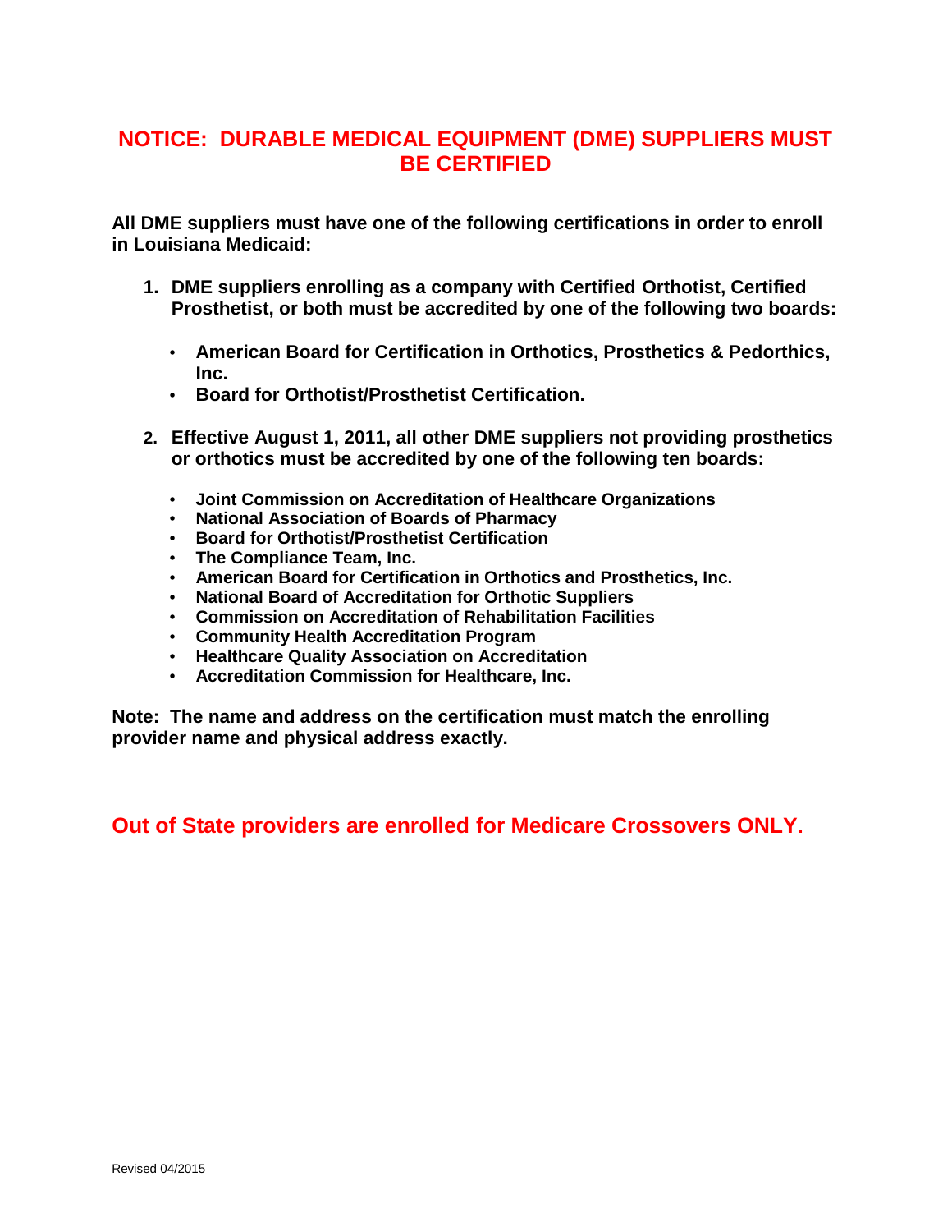# NOTICE: DURABLE MEDICAL EQUIPMENT (DME) SUPPLIERS MUST BE CERTIFIED

**All DME suppliers must have one of the following certifications in order to enroll in Louisiana Medicaid:**

1. **DME suppliers enrolling as a company with Certified Orthotist, Certified Prosthetist, or both must be accredited by one of the following two boards:**
   - **American Board for Certification in Orthotics, Prosthetics & Pedorthics, Inc.**
   - **Board for Orthotist/Prosthetist Certification.**

2. **Effective August 1, 2011, all other DME suppliers not providing prosthetics or orthotics must be accredited by one of the following ten boards:**
   - **Joint Commission on Accreditation of Healthcare Organizations**
   - **National Association of Boards of Pharmacy**
   - **Board for Orthotist/Prosthetist Certification**
   - **The Compliance Team, Inc.**
   - **American Board for Certification in Orthotics and Prosthetics, Inc.**
   - **National Board of Accreditation for Orthotic Suppliers**
   - **Commission on Accreditation of Rehabilitation Facilities**
   - **Community Health Accreditation Program**
   - **Healthcare Quality Association on Accreditation**
   - **Accreditation Commission for Healthcare, Inc.**

**Note: The name and address on the certification must match the enrolling provider name and physical address exactly.**

**Out of State providers are enrolled for Medicare Crossovers ONLY.**

Revised 04/2015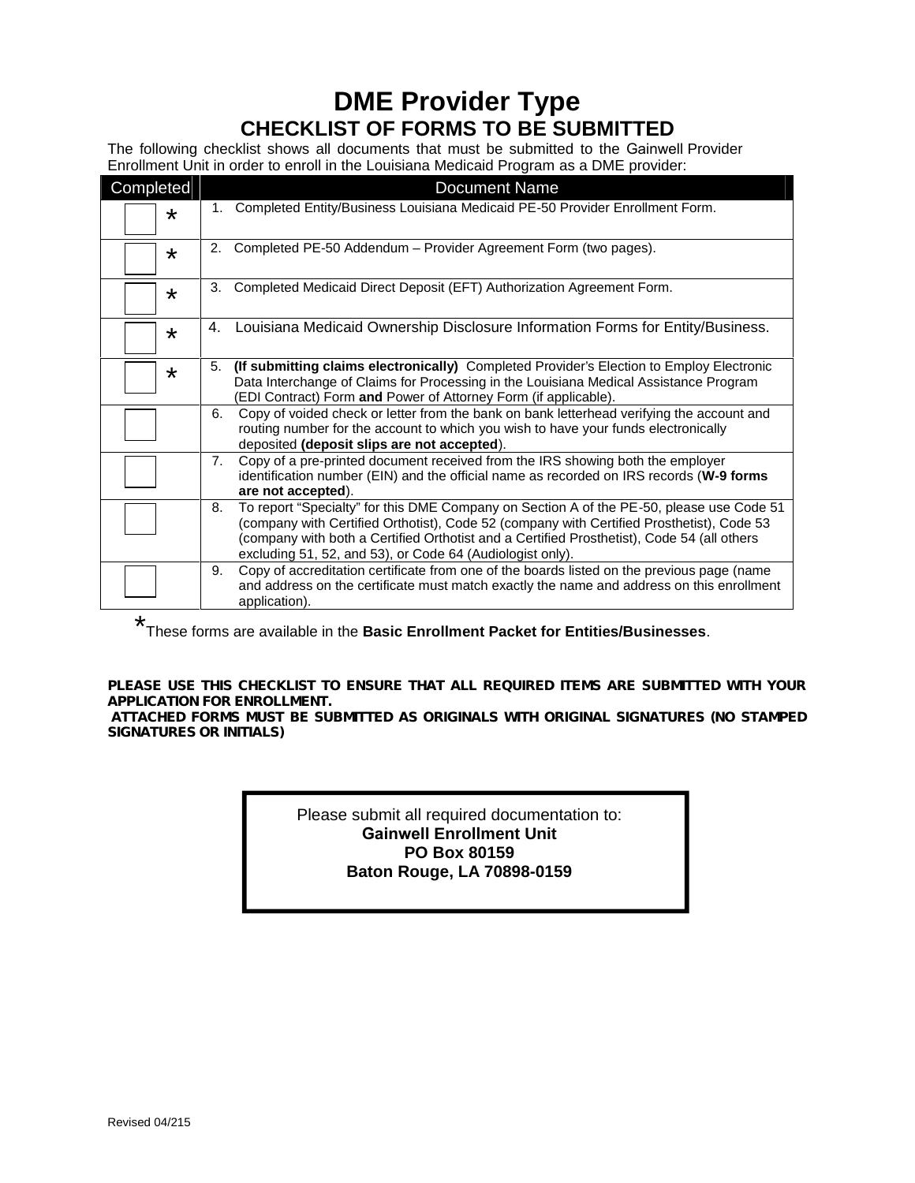# DME Provider Type

## CHECKLIST OF FORMS TO BE SUBMITTED

The following checklist shows all documents that must be submitted to the Gainwell Provider Enrollment Unit in order to enroll in the Louisiana Medicaid Program as a DME provider:

| Completed | Document Name |
|---|---|
| ☐ * | 1. Completed Entity/Business Louisiana Medicaid PE-50 Provider Enrollment Form. |
| ☐ * | 2. Completed PE-50 Addendum – Provider Agreement Form (two pages). |
| ☐ * | 3. Completed Medicaid Direct Deposit (EFT) Authorization Agreement Form. |
| ☐ * | 4. Louisiana Medicaid Ownership Disclosure Information Forms for Entity/Business. |
| ☐ * | 5. **(If submitting claims electronically)** Completed Provider's Election to Employ Electronic Data Interchange of Claims for Processing in the Louisiana Medical Assistance Program (EDI Contract) Form **and** Power of Attorney Form (if applicable). |
| ☐ | 6. Copy of voided check or letter from the bank on bank letterhead verifying the account and routing number for the account to which you wish to have your funds electronically deposited **(deposit slips are not accepted)**. |
| ☐ | 7. Copy of a pre-printed document received from the IRS showing both the employer identification number (EIN) and the official name as recorded on IRS records (**W-9 forms are not accepted**). |
| ☐ | 8. To report "Specialty" for this DME Company on Section A of the PE-50, please use Code 51 (company with Certified Orthotist), Code 52 (company with Certified Prosthetist), Code 53 (company with both a Certified Orthotist and a Certified Prosthetist), Code 54 (all others excluding 51, 52, and 53), or Code 64 (Audiologist only). |
| ☐ | 9. Copy of accreditation certificate from one of the boards listed on the previous page (name and address on the certificate must match exactly the name and address on this enrollment application). |

*These forms are available in the **Basic Enrollment Packet for Entities/Businesses**.

**PLEASE USE THIS CHECKLIST TO ENSURE THAT ALL REQUIRED ITEMS ARE SUBMITTED WITH YOUR APPLICATION FOR ENROLLMENT.**
**ATTACHED FORMS MUST BE SUBMITTED AS ORIGINALS WITH ORIGINAL SIGNATURES (NO STAMPED SIGNATURES OR INITIALS)**

Please submit all required documentation to:
**Gainwell Enrollment Unit**
**PO Box 80159**
**Baton Rouge, LA 70898-0159**

Revised 04/215